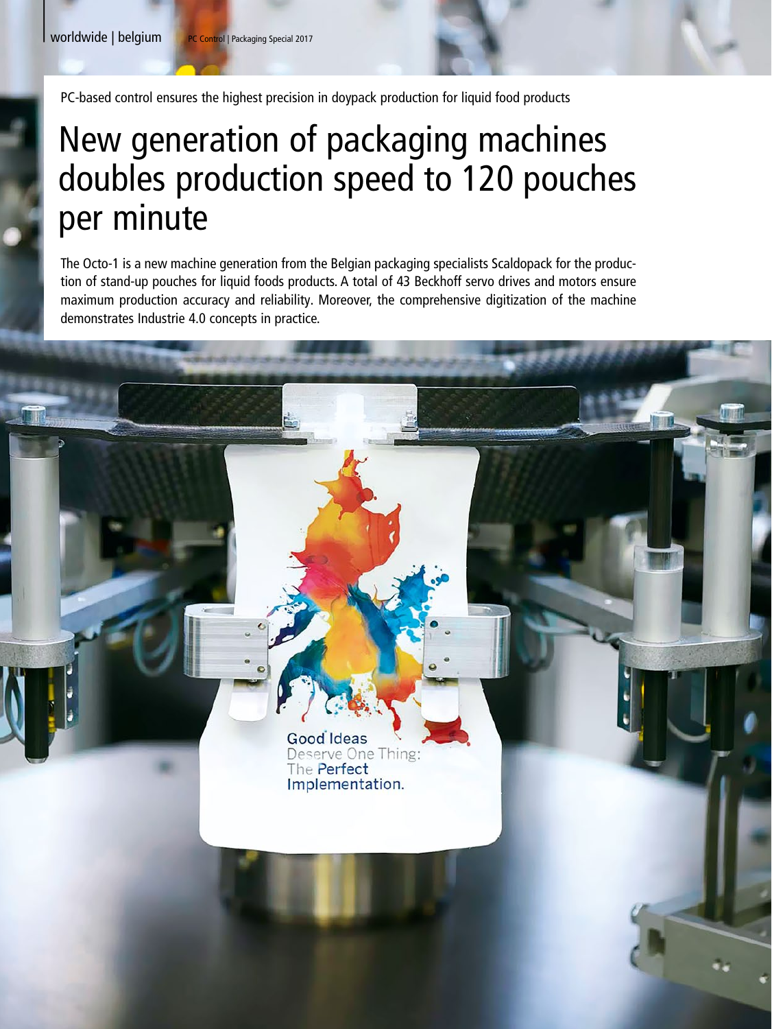PC-based control ensures the highest precision in doypack production for liquid food products

# New generation of packaging machines doubles production speed to 120 pouches per minute

The Octo-1 is a new machine generation from the Belgian packaging specialists Scaldopack for the production of stand-up pouches for liquid foods products. A total of 43 Beckhoff servo drives and motors ensure maximum production accuracy and reliability. Moreover, the comprehensive digitization of the machine demonstrates Industrie 4.0 concepts in practice.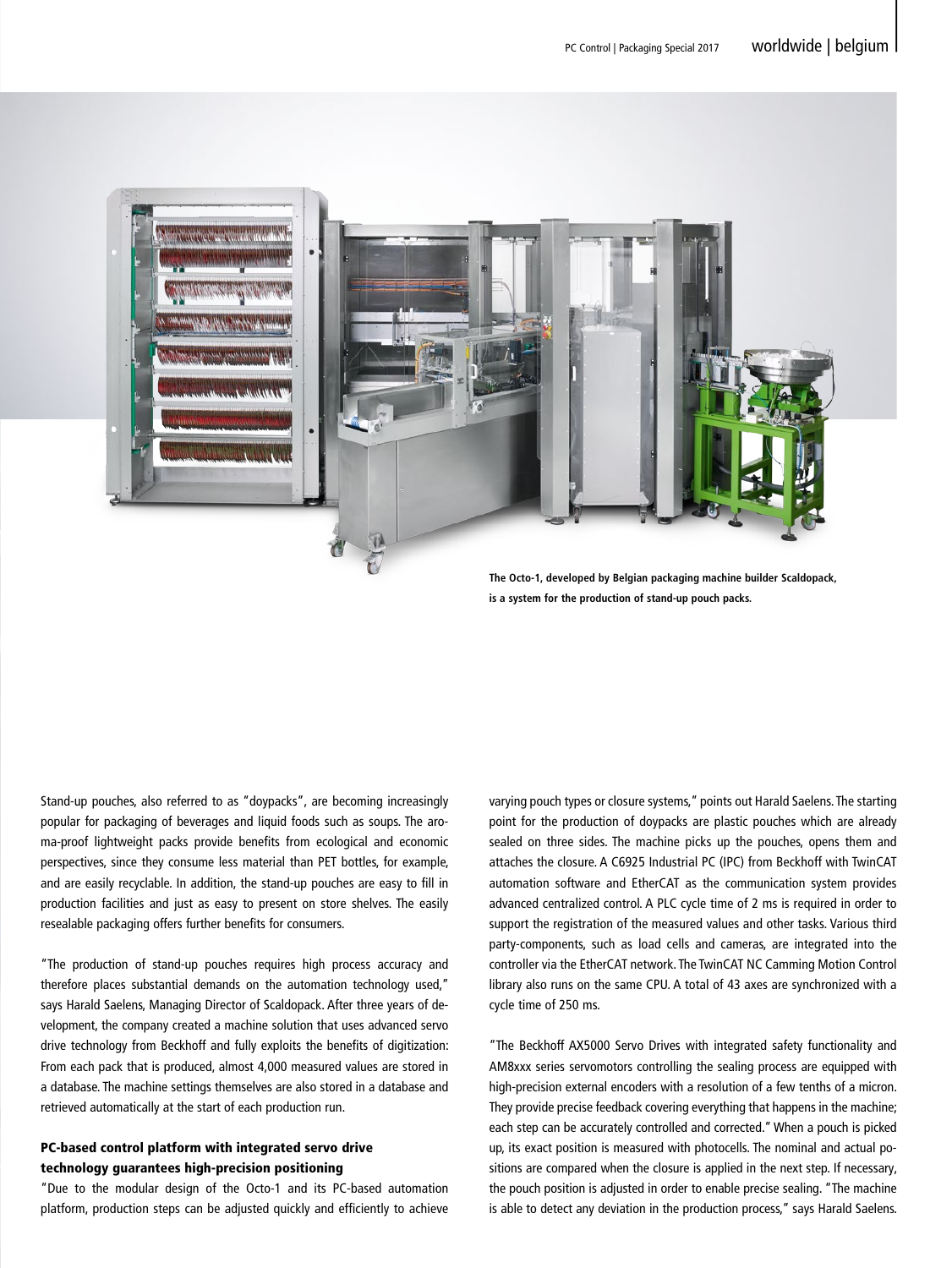The Octo-1, developed by Belgian packaging machine builder Scaldopack, is a system for the production of stand-up pouch packs.

Stand-up pouches, also referred to as "doypacks", are becoming increasingly popular for packaging of beverages and liquid foods such as soups. The aroma-proof lightweight packs provide benefits from ecological and economic perspectives, since they consume less material than PET bottles, for example, and are easily recyclable. In addition, the stand-up pouches are easy to fill in production facilities and just as easy to present on store shelves. The easily resealable packaging offers further benefits for consumers.

"The production of stand-up pouches requires high process accuracy and therefore places substantial demands on the automation technology used," says Harald Saelens, Managing Director of Scaldopack. After three years of development, the company created a machine solution that uses advanced servo drive technology from Beckhoff and fully exploits the benefits of digitization: From each pack that is produced, almost 4,000 measured values are stored in a database. The machine settings themselves are also stored in a database and retrieved automatically at the start of each production run.

### PC-based control platform with integrated servo drive technology guarantees high-precision positioning

"Due to the modular design of the Octo-1 and its PC-based automation platform, production steps can be adjusted quickly and efficiently to achieve varying pouch types or closure systems," points out Harald Saelens. The starting point for the production of doypacks are plastic pouches which are already sealed on three sides. The machine picks up the pouches, opens them and attaches the closure. A C6925 Industrial PC (IPC) from Beckhoff with TwinCAT automation software and EtherCAT as the communication system provides advanced centralized control. A PLC cycle time of 2 ms is required in order to support the registration of the measured values and other tasks. Various third party-components, such as load cells and cameras, are integrated into the controller via the EtherCAT network. The TwinCAT NC Camming Motion Control library also runs on the same CPU. A total of 43 axes are synchronized with a cycle time of 250 ms.

"The Beckhoff AX5000 Servo Drives with integrated safety functionality and AM8xxx series servomotors controlling the sealing process are equipped with high-precision external encoders with a resolution of a few tenths of a micron. They provide precise feedback covering everything that happens in the machine; each step can be accurately controlled and corrected." When a pouch is picked up, its exact position is measured with photocells. The nominal and actual positions are compared when the closure is applied in the next step. If necessary, the pouch position is adjusted in order to enable precise sealing. "The machine is able to detect any deviation in the production process," says Harald Saelens.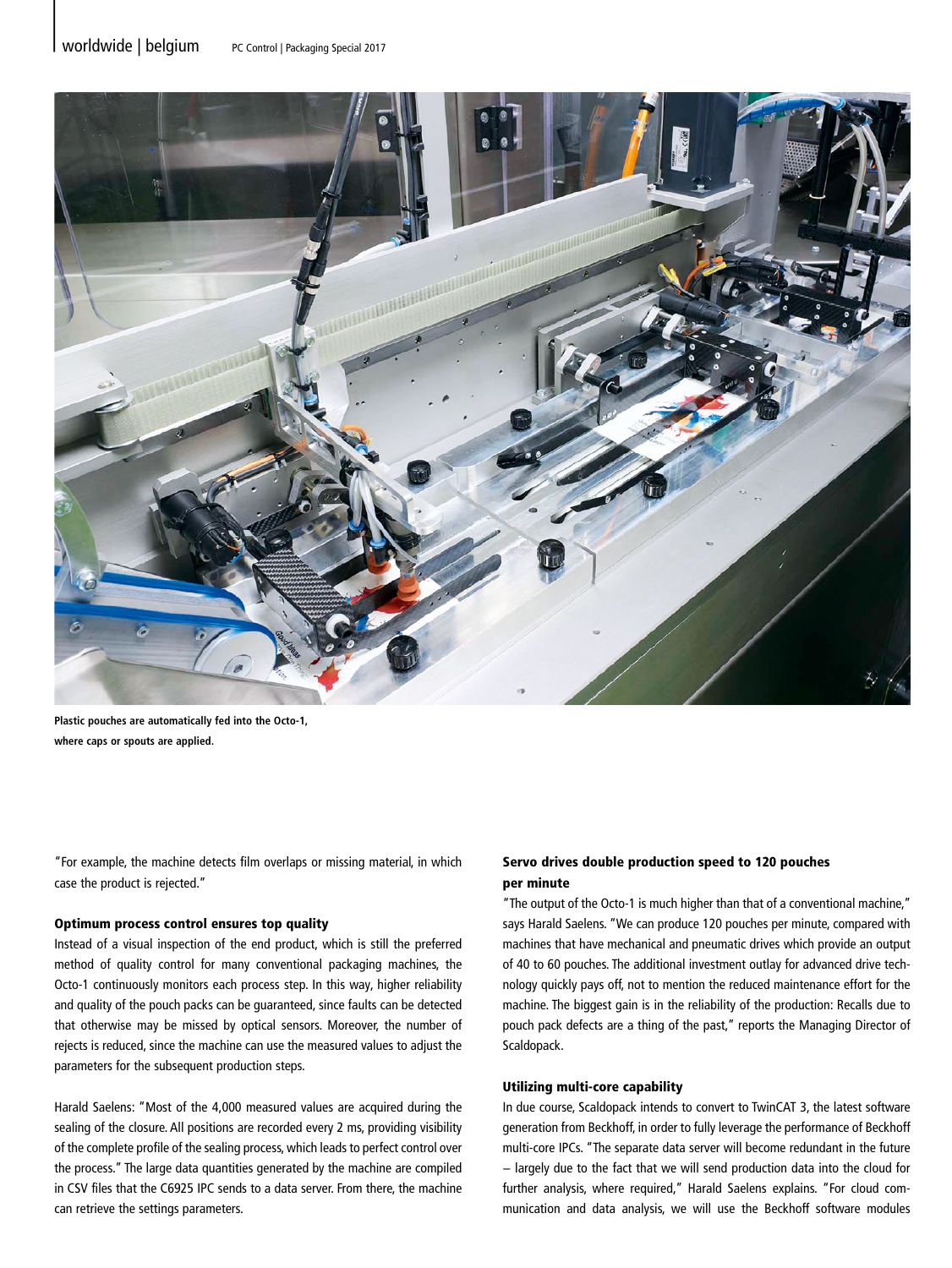Plastic pouches are automatically fed into the Octo-1, where caps or spouts are applied.

"For example, the machine detects film overlaps or missing material, in which case the product is rejected."

### Optimum process control ensures top quality

Instead of a visual inspection of the end product, which is still the preferred method of quality control for many conventional packaging machines, the Octo-1 continuously monitors each process step. In this way, higher reliability and quality of the pouch packs can be guaranteed, since faults can be detected that otherwise may be missed by optical sensors. Moreover, the number of rejects is reduced, since the machine can use the measured values to adjust the parameters for the subsequent production steps.

Harald Saelens: "Most of the 4,000 measured values are acquired during the sealing of the closure. All positions are recorded every 2 ms, providing visibility of the complete profile of the sealing process, which leads to perfect control over the process." The large data quantities generated by the machine are compiled in CSV files that the C6925 IPC sends to a data server. From there, the machine can retrieve the settings parameters.

### Servo drives double production speed to 120 pouches per minute

"The output of the Octo-1 is much higher than that of a conventional machine," says Harald Saelens. "We can produce 120 pouches per minute, compared with machines that have mechanical and pneumatic drives which provide an output of 40 to 60 pouches. The additional investment outlay for advanced drive technology quickly pays off, not to mention the reduced maintenance effort for the machine. The biggest gain is in the reliability of the production: Recalls due to pouch pack defects are a thing of the past," reports the Managing Director of Scaldopack.

### Utilizing multi-core capability

In due course, Scaldopack intends to convert to TwinCAT 3, the latest software generation from Beckhoff, in order to fully leverage the performance of Beckhoff multi-core IPCs. "The separate data server will become redundant in the future – largely due to the fact that we will send production data into the cloud for further analysis, where required," Harald Saelens explains. "For cloud communication and data analysis, we will use the Beckhoff software modules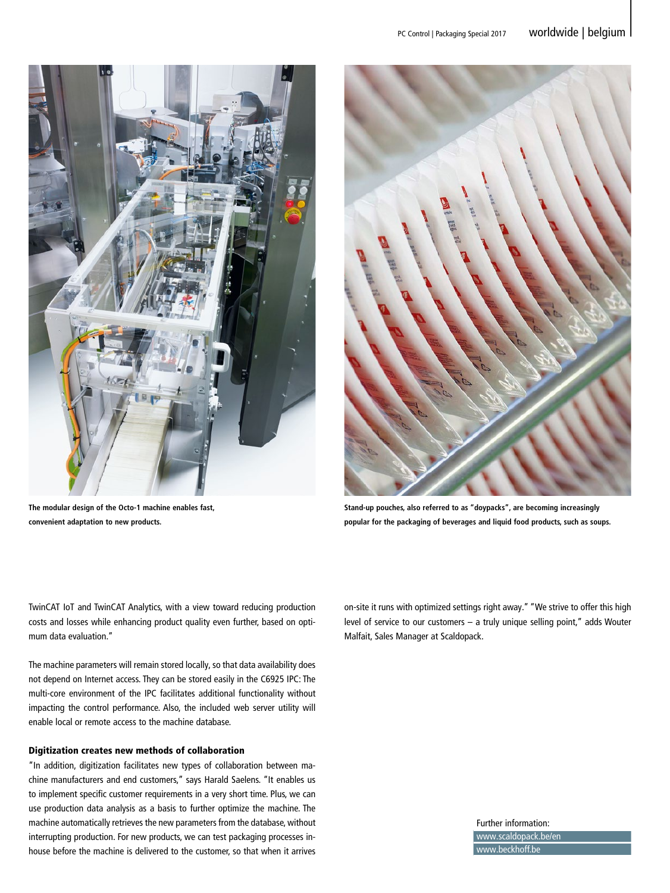The modular design of the Octo-1 machine enables fast, convenient adaptation to new products.

Stand-up pouches, also referred to as "doypacks", are becoming increasingly popular for the packaging of beverages and liquid food products, such as soups.

TwinCAT IoT and TwinCAT Analytics, with a view toward reducing production costs and losses while enhancing product quality even further, based on optimum data evaluation."

The machine parameters will remain stored locally, so that data availability does not depend on Internet access. They can be stored easily in the C6925 IPC: The multi-core environment of the IPC facilitates additional functionality without impacting the control performance. Also, the included web server utility will enable local or remote access to the machine database.

### Digitization creates new methods of collaboration

"In addition, digitization facilitates new types of collaboration between machine manufacturers and end customers," says Harald Saelens. "It enables us to implement specific customer requirements in a very short time. Plus, we can use production data analysis as a basis to further optimize the machine. The machine automatically retrieves the new parameters from the database, without interrupting production. For new products, we can test packaging processes in-house before the machine is delivered to the customer, so that when it arrives on-site it runs with optimized settings right away." "We strive to offer this high level of service to our customers – a truly unique selling point," adds Wouter Malfait, Sales Manager at Scaldopack.

Further information:
www.scaldopack.be/en
www.beckhoff.be